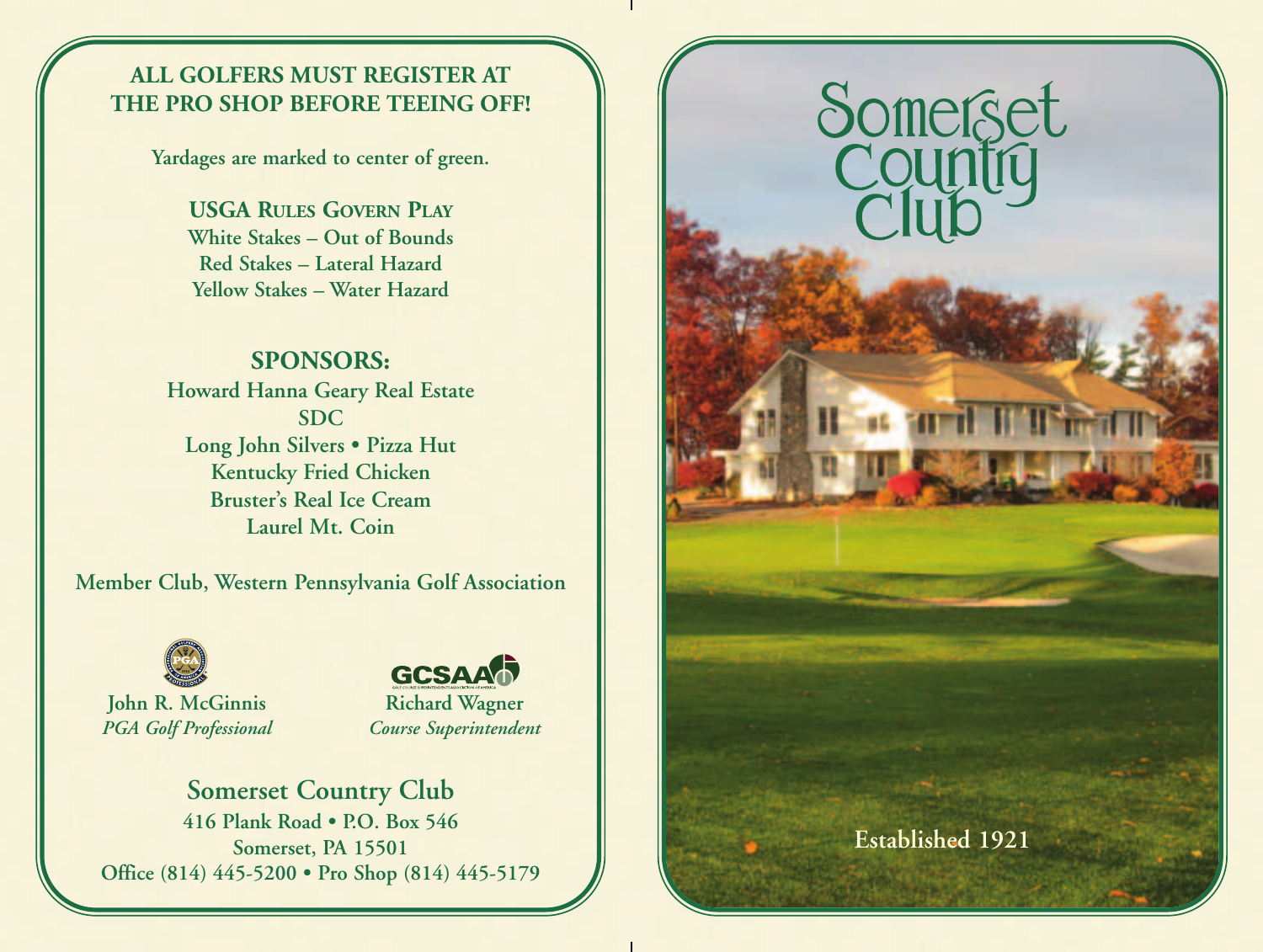**ALL GOLFERS MUST REGISTER AT THE PRO SHOP BEFORE TEEING OFF!**

**Yardages are marked to center of green.**

**USGA RULES GOVERN PLAY**
White Stakes – Out of Bounds
Red Stakes – Lateral Hazard
Yellow Stakes – Water Hazard

## SPONSORS:

Howard Hanna Geary Real Estate
SDC
Long John Silvers • Pizza Hut
Kentucky Fried Chicken
Bruster's Real Ice Cream
Laurel Mt. Coin

**Member Club, Western Pennsylvania Golf Association**

**John R. McGinnis**
*PGA Golf Professional*

**Richard Wagner**
*Course Superintendent*

## Somerset Country Club

416 Plank Road • P.O. Box 546
Somerset, PA 15501
Office (814) 445-5200 • Pro Shop (814) 445-5179

# Somerset Country Club

**Established 1921**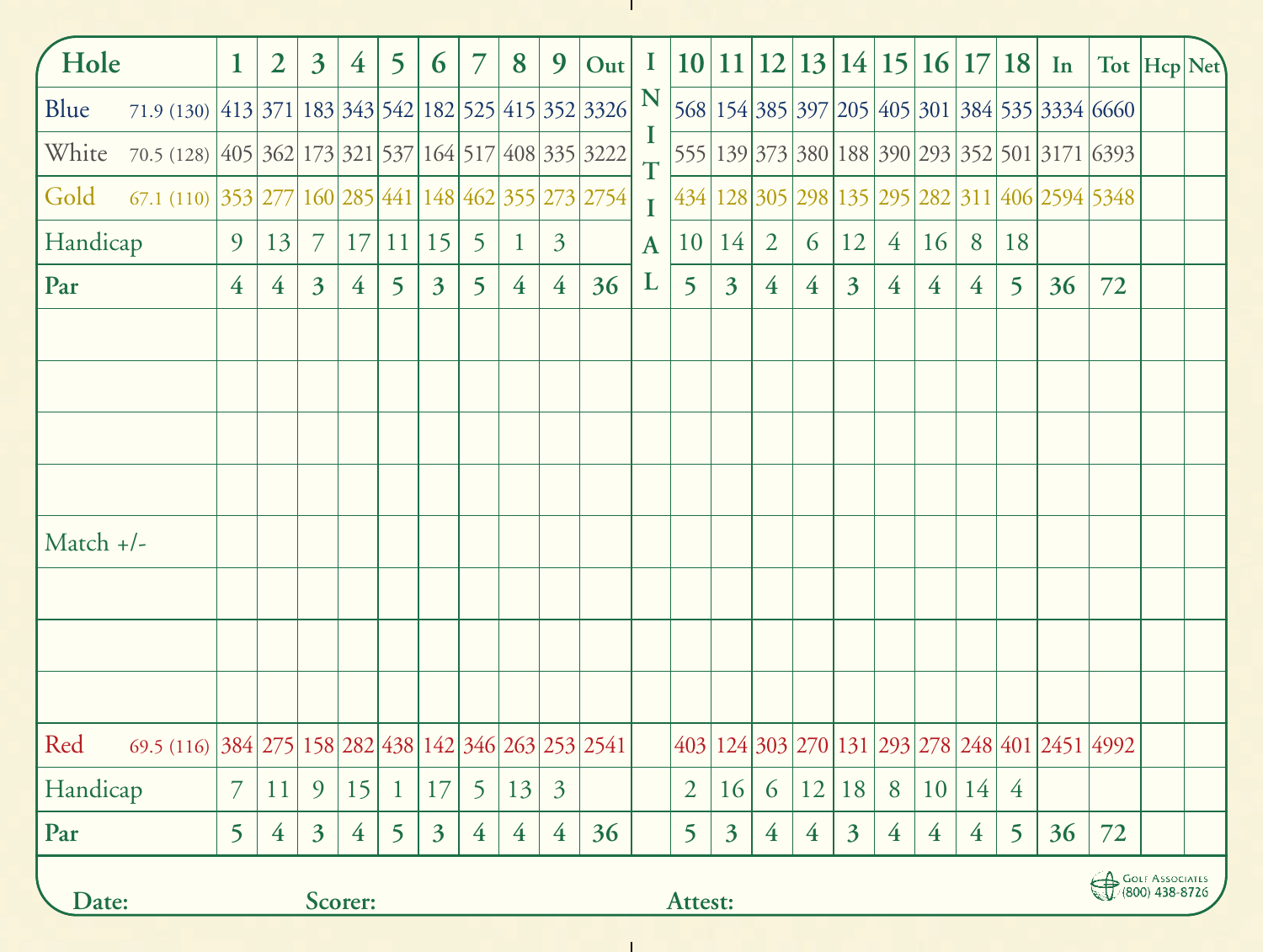| Hole | | 1 | 2 | 3 | 4 | 5 | 6 | 7 | 8 | 9 | Out | I N I T I A L | 10 | 11 | 12 | 13 | 14 | 15 | 16 | 17 | 18 | In | Tot | Hcp | Net |
|---|---|---|---|---|---|---|---|---|---|---|---|---|---|---|---|---|---|---|---|---|---|---|---|---|---|
| Blue | 71.9 (130) | 413 | 371 | 183 | 343 | 542 | 182 | 525 | 415 | 352 | 3326 | | 568 | 154 | 385 | 397 | 205 | 405 | 301 | 384 | 535 | 3334 | 6660 | | |
| White | 70.5 (128) | 405 | 362 | 173 | 321 | 537 | 164 | 517 | 408 | 335 | 3222 | | 555 | 139 | 373 | 380 | 188 | 390 | 293 | 352 | 501 | 3171 | 6393 | | |
| Gold | 67.1 (110) | 353 | 277 | 160 | 285 | 441 | 148 | 462 | 355 | 273 | 2754 | | 434 | 128 | 305 | 298 | 135 | 295 | 282 | 311 | 406 | 2594 | 5348 | | |
| Handicap | | 9 | 13 | 7 | 17 | 11 | 15 | 5 | 1 | 3 | | | 10 | 14 | 2 | 6 | 12 | 4 | 16 | 8 | 18 | | | | |
| Par | | 4 | 4 | 3 | 4 | 5 | 3 | 5 | 4 | 4 | 36 | | 5 | 3 | 4 | 4 | 3 | 4 | 4 | 4 | 5 | 36 | 72 | | |
| | | | | | | | | | | | | | | | | | | | | | | | | | |
| | | | | | | | | | | | | | | | | | | | | | | | | | |
| | | | | | | | | | | | | | | | | | | | | | | | | | |
| | | | | | | | | | | | | | | | | | | | | | | | | | |
| Match +/- | | | | | | | | | | | | | | | | | | | | | | | | | |
| | | | | | | | | | | | | | | | | | | | | | | | | | |
| | | | | | | | | | | | | | | | | | | | | | | | | | |
| | | | | | | | | | | | | | | | | | | | | | | | | | |
| Red | 69.5 (116) | 384 | 275 | 158 | 282 | 438 | 142 | 346 | 263 | 253 | 2541 | | 403 | 124 | 303 | 270 | 131 | 293 | 278 | 248 | 401 | 2451 | 4992 | | |
| Handicap | | 7 | 11 | 9 | 15 | 1 | 17 | 5 | 13 | 3 | | | 2 | 16 | 6 | 12 | 18 | 8 | 10 | 14 | 4 | | | | |
| Par | | 5 | 4 | 3 | 4 | 5 | 3 | 4 | 4 | 4 | 36 | | 5 | 3 | 4 | 4 | 3 | 4 | 4 | 4 | 5 | 36 | 72 | | |

**Date:** **Scorer:** **Attest:**

Golf Associates (800) 438-8726